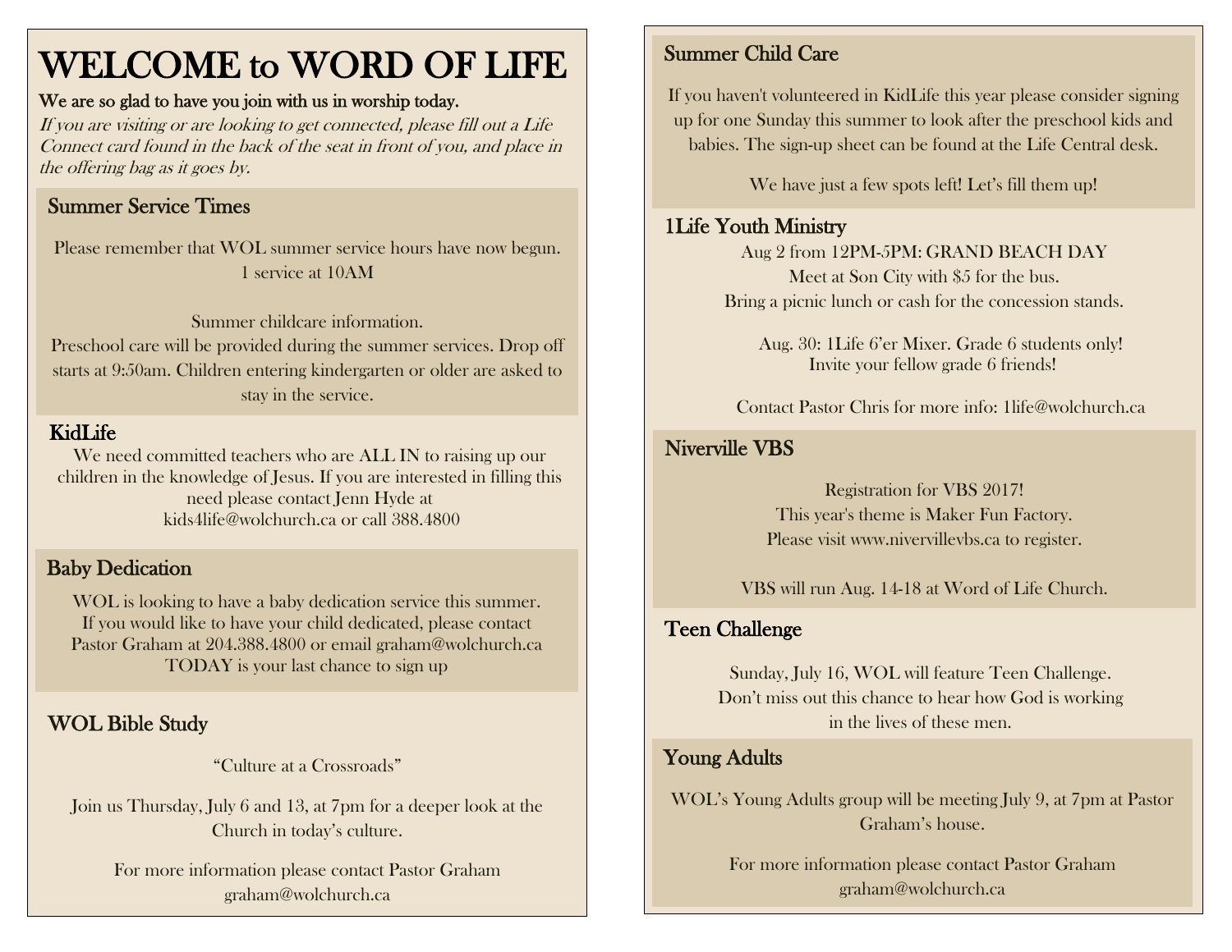# WELCOME to WORD OF LIFE

**We are so glad to have you join with us in worship today.**

*If you are visiting or are looking to get connected, please fill out a Life Connect card found in the back of the seat in front of you, and place in the offering bag as it goes by.*

## Summer Service Times

Please remember that WOL summer service hours have now begun.
1 service at 10AM

Summer childcare information.
Preschool care will be provided during the summer services. Drop off starts at 9:50am. Children entering kindergarten or older are asked to stay in the service.

## KidLife

We need committed teachers who are ALL IN to raising up our children in the knowledge of Jesus. If you are interested in filling this need please contact Jenn Hyde at kids4life@wolchurch.ca or call 388.4800

## Baby Dedication

WOL is looking to have a baby dedication service this summer. If you would like to have your child dedicated, please contact Pastor Graham at 204.388.4800 or email graham@wolchurch.ca
TODAY is your last chance to sign up

## WOL Bible Study

"Culture at a Crossroads"

Join us Thursday, July 6 and 13, at 7pm for a deeper look at the Church in today's culture.

For more information please contact Pastor Graham
graham@wolchurch.ca

## Summer Child Care

If you haven't volunteered in KidLife this year please consider signing up for one Sunday this summer to look after the preschool kids and babies. The sign-up sheet can be found at the Life Central desk.

We have just a few spots left! Let's fill them up!

## 1Life Youth Ministry

Aug 2 from 12PM-5PM: GRAND BEACH DAY
Meet at Son City with $5 for the bus.
Bring a picnic lunch or cash for the concession stands.

Aug. 30: 1Life 6'er Mixer. Grade 6 students only!
Invite your fellow grade 6 friends!

Contact Pastor Chris for more info: 1life@wolchurch.ca

## Niverville VBS

Registration for VBS 2017!
This year's theme is Maker Fun Factory.
Please visit www.nivervillevbs.ca to register.

VBS will run Aug. 14-18 at Word of Life Church.

## Teen Challenge

Sunday, July 16, WOL will feature Teen Challenge.
Don't miss out this chance to hear how God is working in the lives of these men.

## Young Adults

WOL's Young Adults group will be meeting July 9, at 7pm at Pastor Graham's house.

For more information please contact Pastor Graham
graham@wolchurch.ca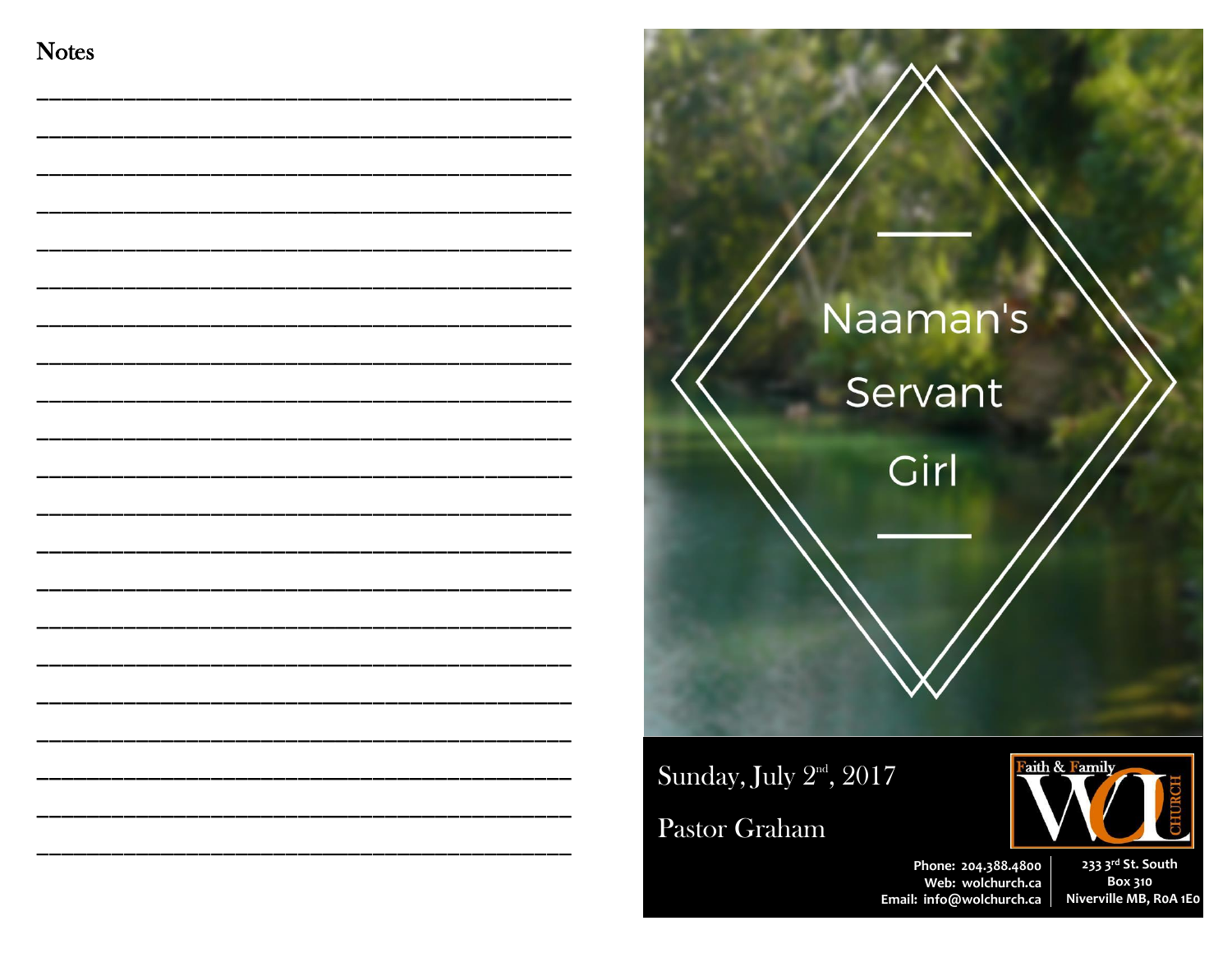## Notes

_______________________________________________

_______________________________________________

_______________________________________________

_______________________________________________

_______________________________________________

_______________________________________________

_______________________________________________

_______________________________________________

_______________________________________________

_______________________________________________

_______________________________________________

_______________________________________________

_______________________________________________

_______________________________________________

_______________________________________________

_______________________________________________

_______________________________________________

_______________________________________________

_______________________________________________

_______________________________________________

_______________________________________________

# Naaman's Servant Girl

Sunday, July 2nd, 2017

Pastor Graham

Faith & Family WOL CHURCH

Phone: 204.388.4800
Web: wolchurch.ca
Email: info@wolchurch.ca

233 3rd St. South
Box 310
Niverville MB, R0A 1E0